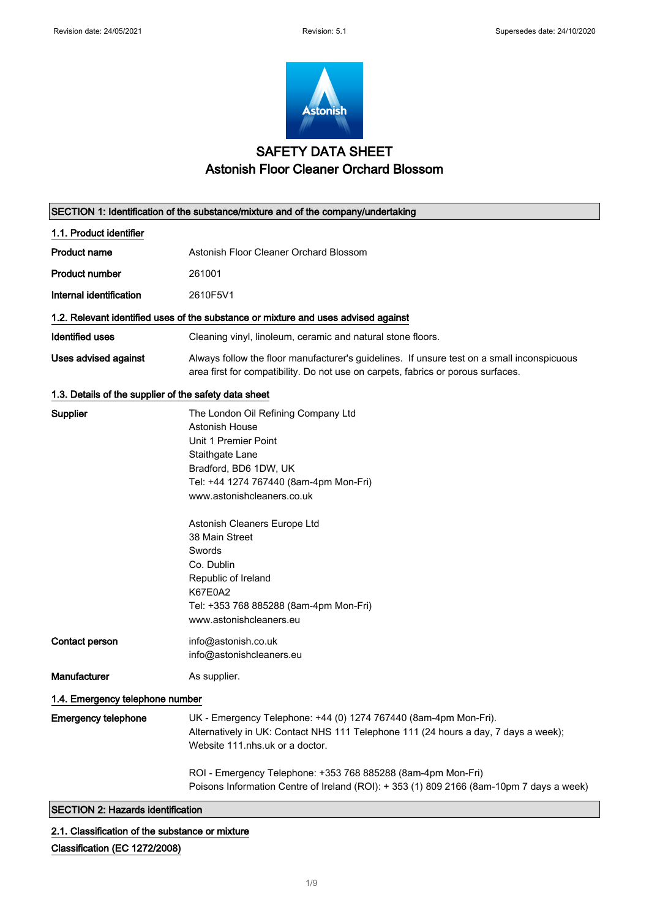# SAFETY DATA SHEET
# Astonish Floor Cleaner Orchard Blossom

## SECTION 1: Identification of the substance/mixture and of the company/undertaking

### 1.1. Product identifier

| | |
|---|---|
| **Product name** | Astonish Floor Cleaner Orchard Blossom |
| **Product number** | 261001 |
| **Internal identification** | 2610F5V1 |

### 1.2. Relevant identified uses of the substance or mixture and uses advised against

| | |
|---|---|
| **Identified uses** | Cleaning vinyl, linoleum, ceramic and natural stone floors. |
| **Uses advised against** | Always follow the floor manufacturer's guidelines. If unsure test on a small inconspicuous area first for compatibility. Do not use on carpets, fabrics or porous surfaces. |

### 1.3. Details of the supplier of the safety data sheet

**Supplier**

The London Oil Refining Company Ltd
Astonish House
Unit 1 Premier Point
Staithgate Lane
Bradford, BD6 1DW, UK
Tel: +44 1274 767440 (8am-4pm Mon-Fri)
www.astonishcleaners.co.uk

Astonish Cleaners Europe Ltd
38 Main Street
Swords
Co. Dublin
Republic of Ireland
K67E0A2
Tel: +353 768 885288 (8am-4pm Mon-Fri)
www.astonishcleaners.eu

**Contact person**

info@astonish.co.uk
info@astonishcleaners.eu

**Manufacturer**

As supplier.

### 1.4. Emergency telephone number

**Emergency telephone**

UK - Emergency Telephone: +44 (0) 1274 767440 (8am-4pm Mon-Fri).
Alternatively in UK: Contact NHS 111 Telephone 111 (24 hours a day, 7 days a week); Website 111.nhs.uk or a doctor.

ROI - Emergency Telephone: +353 768 885288 (8am-4pm Mon-Fri)
Poisons Information Centre of Ireland (ROI): + 353 (1) 809 2166 (8am-10pm 7 days a week)

## SECTION 2: Hazards identification

### 2.1. Classification of the substance or mixture

**Classification (EC 1272/2008)**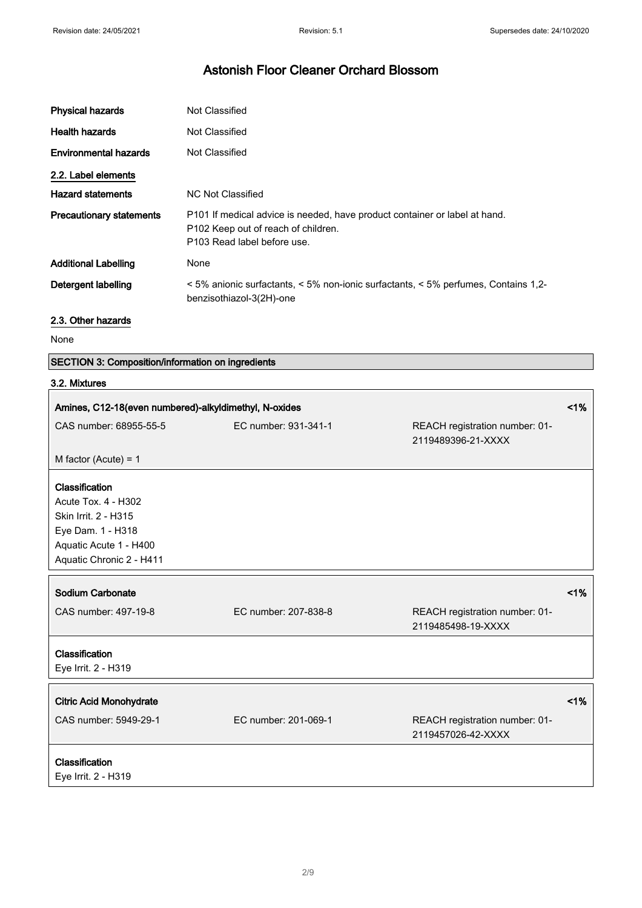| | |
|---|---|
| **Physical hazards** | Not Classified |
| **Health hazards** | Not Classified |
| **Environmental hazards** | Not Classified |

## 2.2. Label elements

| | |
|---|---|
| **Hazard statements** | NC Not Classified |
| **Precautionary statements** | P101 If medical advice is needed, have product container or label at hand.<br>P102 Keep out of reach of children.<br>P103 Read label before use. |
| **Additional Labelling** | None |
| **Detergent labelling** | < 5% anionic surfactants, < 5% non-ionic surfactants, < 5% perfumes, Contains 1,2-benzisothiazol-3(2H)-one |

## 2.3. Other hazards

None

## SECTION 3: Composition/information on ingredients

### 3.2. Mixtures

| **Amines, C12-18(even numbered)-alkyldimethyl, N-oxides** | | | **<1%** |
|---|---|---|---|
| CAS number: 68955-55-5 | EC number: 931-341-1 | REACH registration number: 01-2119489396-21-XXXX | |
| M factor (Acute) = 1 | | | |

**Classification**
Acute Tox. 4 - H302
Skin Irrit. 2 - H315
Eye Dam. 1 - H318
Aquatic Acute 1 - H400
Aquatic Chronic 2 - H411

| **Sodium Carbonate** | | | **<1%** |
|---|---|---|---|
| CAS number: 497-19-8 | EC number: 207-838-8 | REACH registration number: 01-2119485498-19-XXXX | |

**Classification**
Eye Irrit. 2 - H319

| **Citric Acid Monohydrate** | | | **<1%** |
|---|---|---|---|
| CAS number: 5949-29-1 | EC number: 201-069-1 | REACH registration number: 01-2119457026-42-XXXX | |

**Classification**
Eye Irrit. 2 - H319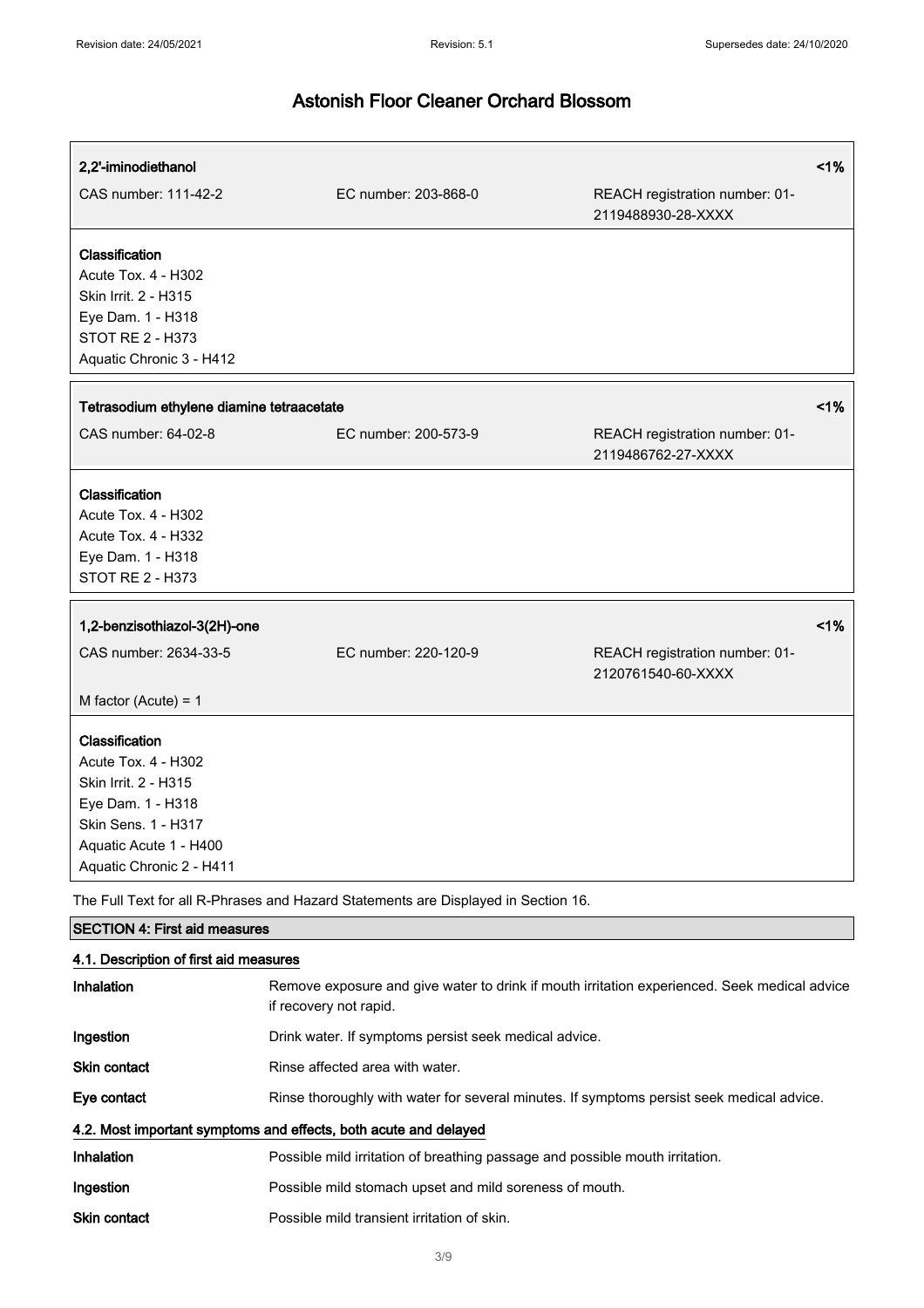**2,2'-iminodiethanol** <1%

CAS number: 111-42-2 | EC number: 203-868-0 | REACH registration number: 01-2119488930-28-XXXX

**Classification**
Acute Tox. 4 - H302
Skin Irrit. 2 - H315
Eye Dam. 1 - H318
STOT RE 2 - H373
Aquatic Chronic 3 - H412

**Tetrasodium ethylene diamine tetraacetate** <1%

CAS number: 64-02-8 | EC number: 200-573-9 | REACH registration number: 01-2119486762-27-XXXX

**Classification**
Acute Tox. 4 - H302
Acute Tox. 4 - H332
Eye Dam. 1 - H318
STOT RE 2 - H373

**1,2-benzisothiazol-3(2H)-one** <1%

CAS number: 2634-33-5 | EC number: 220-120-9 | REACH registration number: 01-2120761540-60-XXXX

M factor (Acute) = 1

**Classification**
Acute Tox. 4 - H302
Skin Irrit. 2 - H315
Eye Dam. 1 - H318
Skin Sens. 1 - H317
Aquatic Acute 1 - H400
Aquatic Chronic 2 - H411

The Full Text for all R-Phrases and Hazard Statements are Displayed in Section 16.

## SECTION 4: First aid measures

### 4.1. Description of first aid measures

**Inhalation** Remove exposure and give water to drink if mouth irritation experienced. Seek medical advice if recovery not rapid.

**Ingestion** Drink water. If symptoms persist seek medical advice.

**Skin contact** Rinse affected area with water.

**Eye contact** Rinse thoroughly with water for several minutes. If symptoms persist seek medical advice.

### 4.2. Most important symptoms and effects, both acute and delayed

**Inhalation** Possible mild irritation of breathing passage and possible mouth irritation.

**Ingestion** Possible mild stomach upset and mild soreness of mouth.

**Skin contact** Possible mild transient irritation of skin.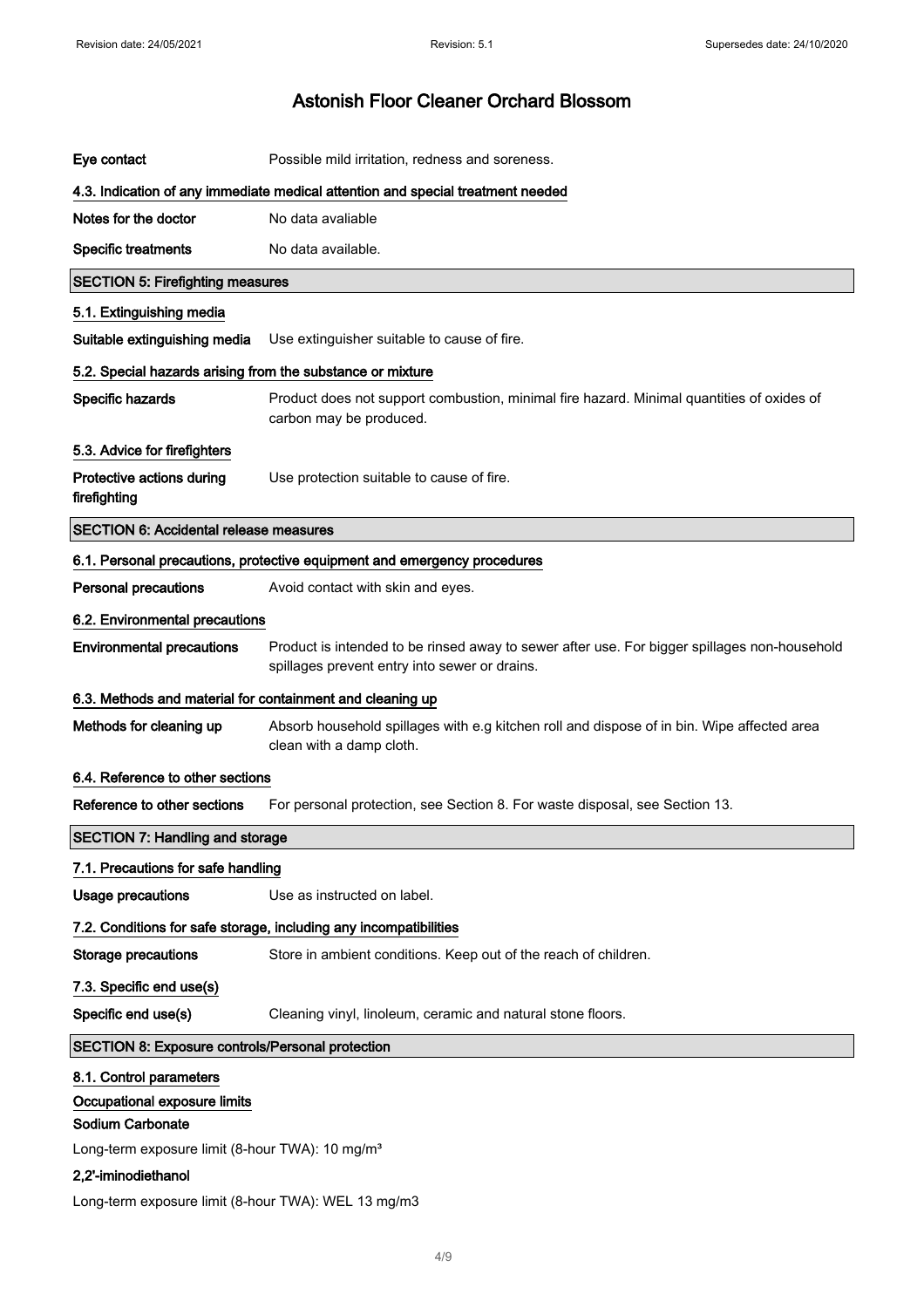**Eye contact** Possible mild irritation, redness and soreness.

### 4.3. Indication of any immediate medical attention and special treatment needed

**Notes for the doctor** No data avaliable

**Specific treatments** No data available.

## SECTION 5: Firefighting measures

### 5.1. Extinguishing media

**Suitable extinguishing media** Use extinguisher suitable to cause of fire.

### 5.2. Special hazards arising from the substance or mixture

**Specific hazards** Product does not support combustion, minimal fire hazard. Minimal quantities of oxides of carbon may be produced.

### 5.3. Advice for firefighters

**Protective actions during firefighting** Use protection suitable to cause of fire.

## SECTION 6: Accidental release measures

### 6.1. Personal precautions, protective equipment and emergency procedures

**Personal precautions** Avoid contact with skin and eyes.

### 6.2. Environmental precautions

**Environmental precautions** Product is intended to be rinsed away to sewer after use. For bigger spillages non-household spillages prevent entry into sewer or drains.

### 6.3. Methods and material for containment and cleaning up

**Methods for cleaning up** Absorb household spillages with e.g kitchen roll and dispose of in bin. Wipe affected area clean with a damp cloth.

### 6.4. Reference to other sections

**Reference to other sections** For personal protection, see Section 8. For waste disposal, see Section 13.

## SECTION 7: Handling and storage

### 7.1. Precautions for safe handling

**Usage precautions** Use as instructed on label.

### 7.2. Conditions for safe storage, including any incompatibilities

**Storage precautions** Store in ambient conditions. Keep out of the reach of children.

### 7.3. Specific end use(s)

**Specific end use(s)** Cleaning vinyl, linoleum, ceramic and natural stone floors.

## SECTION 8: Exposure controls/Personal protection

### 8.1. Control parameters

**Occupational exposure limits**

**Sodium Carbonate**

Long-term exposure limit (8-hour TWA): 10 mg/m³

**2,2'-iminodiethanol**

Long-term exposure limit (8-hour TWA): WEL 13 mg/m3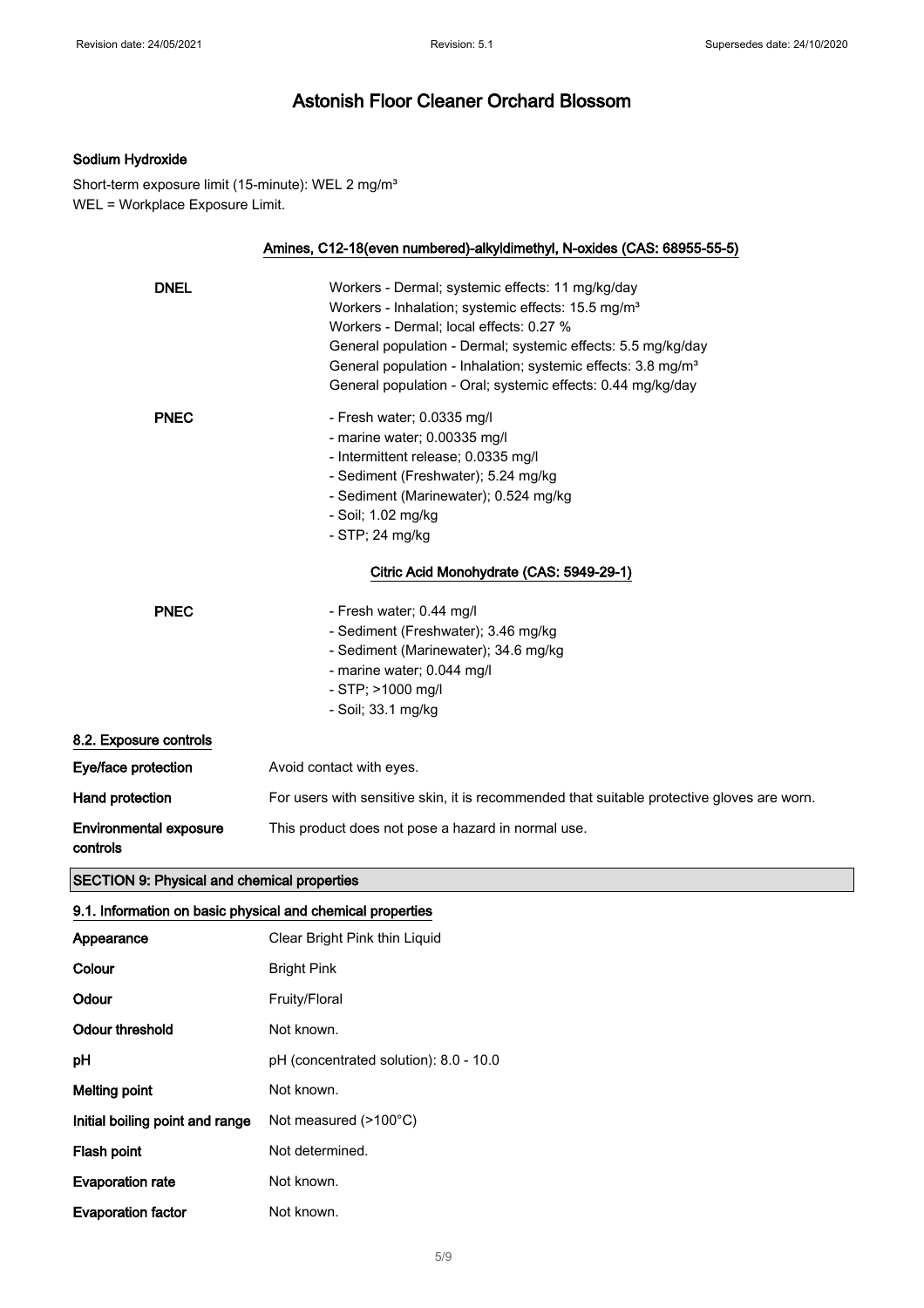### Sodium Hydroxide

Short-term exposure limit (15-minute): WEL 2 mg/m³
WEL = Workplace Exposure Limit.

**Amines, C12-18(even numbered)-alkyldimethyl, N-oxides (CAS: 68955-55-5)**

| | |
|---|---|
| **DNEL** | Workers - Dermal; systemic effects: 11 mg/kg/day<br>Workers - Inhalation; systemic effects: 15.5 mg/m³<br>Workers - Dermal; local effects: 0.27 %<br>General population - Dermal; systemic effects: 5.5 mg/kg/day<br>General population - Inhalation; systemic effects: 3.8 mg/m³<br>General population - Oral; systemic effects: 0.44 mg/kg/day |
| **PNEC** | - Fresh water; 0.0335 mg/l<br>- marine water; 0.00335 mg/l<br>- Intermittent release; 0.0335 mg/l<br>- Sediment (Freshwater); 5.24 mg/kg<br>- Sediment (Marinewater); 0.524 mg/kg<br>- Soil; 1.02 mg/kg<br>- STP; 24 mg/kg |

**Citric Acid Monohydrate (CAS: 5949-29-1)**

| | |
|---|---|
| **PNEC** | - Fresh water; 0.44 mg/l<br>- Sediment (Freshwater); 3.46 mg/kg<br>- Sediment (Marinewater); 34.6 mg/kg<br>- marine water; 0.044 mg/l<br>- STP; >1000 mg/l<br>- Soil; 33.1 mg/kg |

### 8.2. Exposure controls

| | |
|---|---|
| **Eye/face protection** | Avoid contact with eyes. |
| **Hand protection** | For users with sensitive skin, it is recommended that suitable protective gloves are worn. |
| **Environmental exposure controls** | This product does not pose a hazard in normal use. |

## SECTION 9: Physical and chemical properties

### 9.1. Information on basic physical and chemical properties

| | |
|---|---|
| **Appearance** | Clear Bright Pink thin Liquid |
| **Colour** | Bright Pink |
| **Odour** | Fruity/Floral |
| **Odour threshold** | Not known. |
| **pH** | pH (concentrated solution): 8.0 - 10.0 |
| **Melting point** | Not known. |
| **Initial boiling point and range** | Not measured (>100°C) |
| **Flash point** | Not determined. |
| **Evaporation rate** | Not known. |
| **Evaporation factor** | Not known. |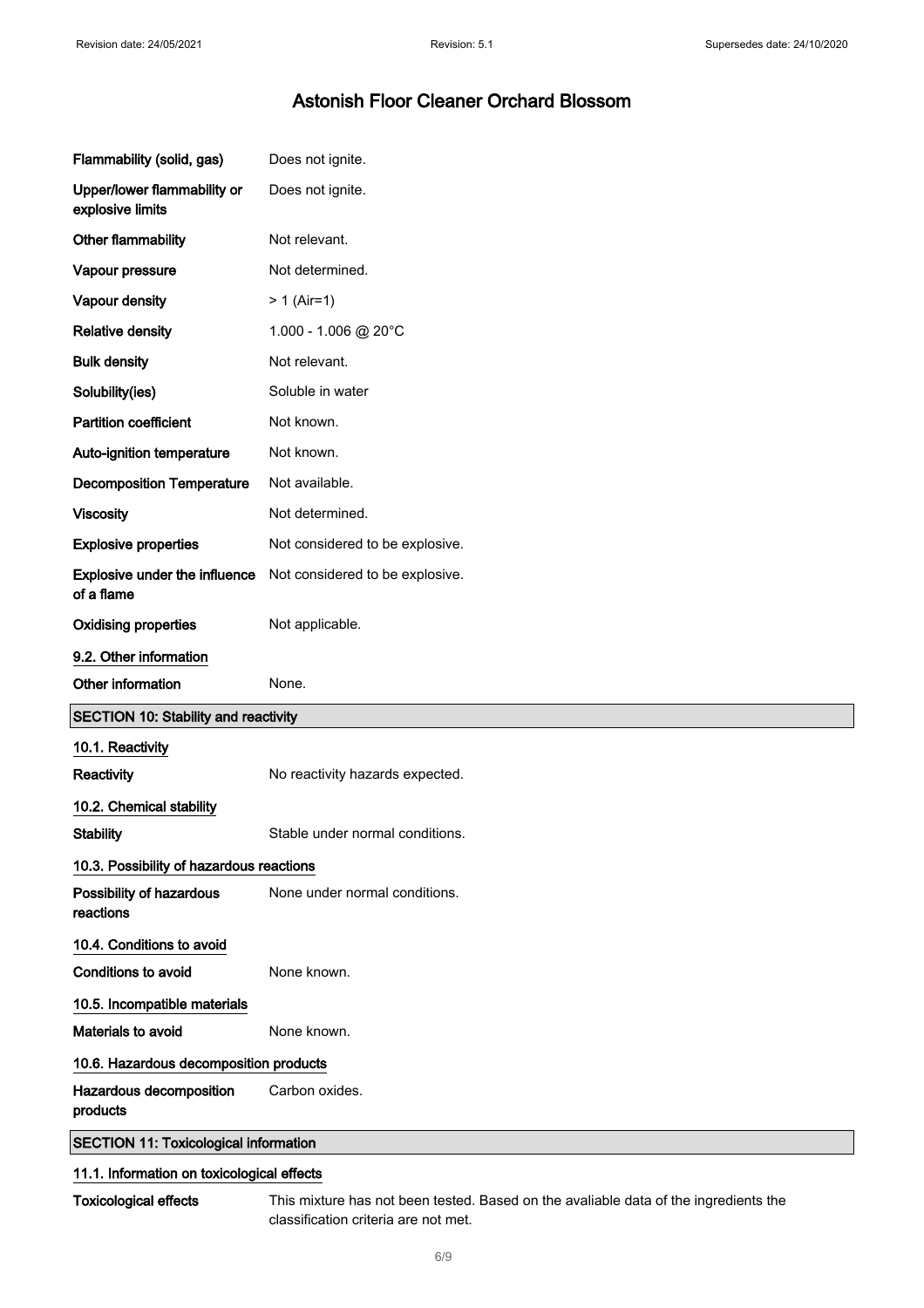| | |
|---|---|
| **Flammability (solid, gas)** | Does not ignite. |
| **Upper/lower flammability or explosive limits** | Does not ignite. |
| **Other flammability** | Not relevant. |
| **Vapour pressure** | Not determined. |
| **Vapour density** | > 1 (Air=1) |
| **Relative density** | 1.000 - 1.006 @ 20°C |
| **Bulk density** | Not relevant. |
| **Solubility(ies)** | Soluble in water |
| **Partition coefficient** | Not known. |
| **Auto-ignition temperature** | Not known. |
| **Decomposition Temperature** | Not available. |
| **Viscosity** | Not determined. |
| **Explosive properties** | Not considered to be explosive. |
| **Explosive under the influence of a flame** | Not considered to be explosive. |
| **Oxidising properties** | Not applicable. |

### 9.2. Other information

| | |
|---|---|
| **Other information** | None. |

## SECTION 10: Stability and reactivity

### 10.1. Reactivity

| | |
|---|---|
| **Reactivity** | No reactivity hazards expected. |

### 10.2. Chemical stability

| | |
|---|---|
| **Stability** | Stable under normal conditions. |

### 10.3. Possibility of hazardous reactions

| | |
|---|---|
| **Possibility of hazardous reactions** | None under normal conditions. |

### 10.4. Conditions to avoid

| | |
|---|---|
| **Conditions to avoid** | None known. |

### 10.5. Incompatible materials

| | |
|---|---|
| **Materials to avoid** | None known. |

### 10.6. Hazardous decomposition products

| | |
|---|---|
| **Hazardous decomposition products** | Carbon oxides. |

## SECTION 11: Toxicological information

### 11.1. Information on toxicological effects

| | |
|---|---|
| **Toxicological effects** | This mixture has not been tested. Based on the avaliable data of the ingredients the classification criteria are not met. |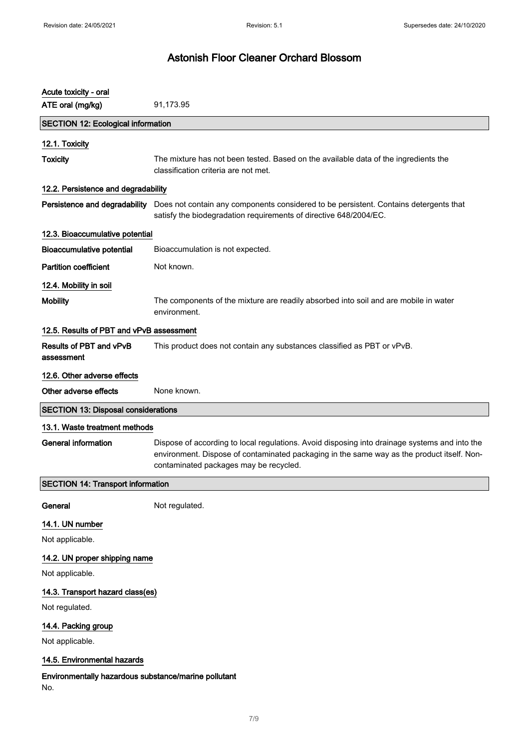**Acute toxicity - oral**

**ATE oral (mg/kg)** 91,173.95

## SECTION 12: Ecological information

### 12.1. Toxicity

**Toxicity** The mixture has not been tested. Based on the available data of the ingredients the classification criteria are not met.

### 12.2. Persistence and degradability

**Persistence and degradability** Does not contain any components considered to be persistent. Contains detergents that satisfy the biodegradation requirements of directive 648/2004/EC.

### 12.3. Bioaccumulative potential

**Bioaccumulative potential** Bioaccumulation is not expected.

**Partition coefficient** Not known.

### 12.4. Mobility in soil

**Mobility** The components of the mixture are readily absorbed into soil and are mobile in water environment.

### 12.5. Results of PBT and vPvB assessment

**Results of PBT and vPvB assessment** This product does not contain any substances classified as PBT or vPvB.

### 12.6. Other adverse effects

**Other adverse effects** None known.

## SECTION 13: Disposal considerations

### 13.1. Waste treatment methods

**General information** Dispose of according to local regulations. Avoid disposing into drainage systems and into the environment. Dispose of contaminated packaging in the same way as the product itself. Non-contaminated packages may be recycled.

## SECTION 14: Transport information

**General** Not regulated.

### 14.1. UN number

Not applicable.

### 14.2. UN proper shipping name

Not applicable.

### 14.3. Transport hazard class(es)

Not regulated.

### 14.4. Packing group

Not applicable.

### 14.5. Environmental hazards

**Environmentally hazardous substance/marine pollutant**

No.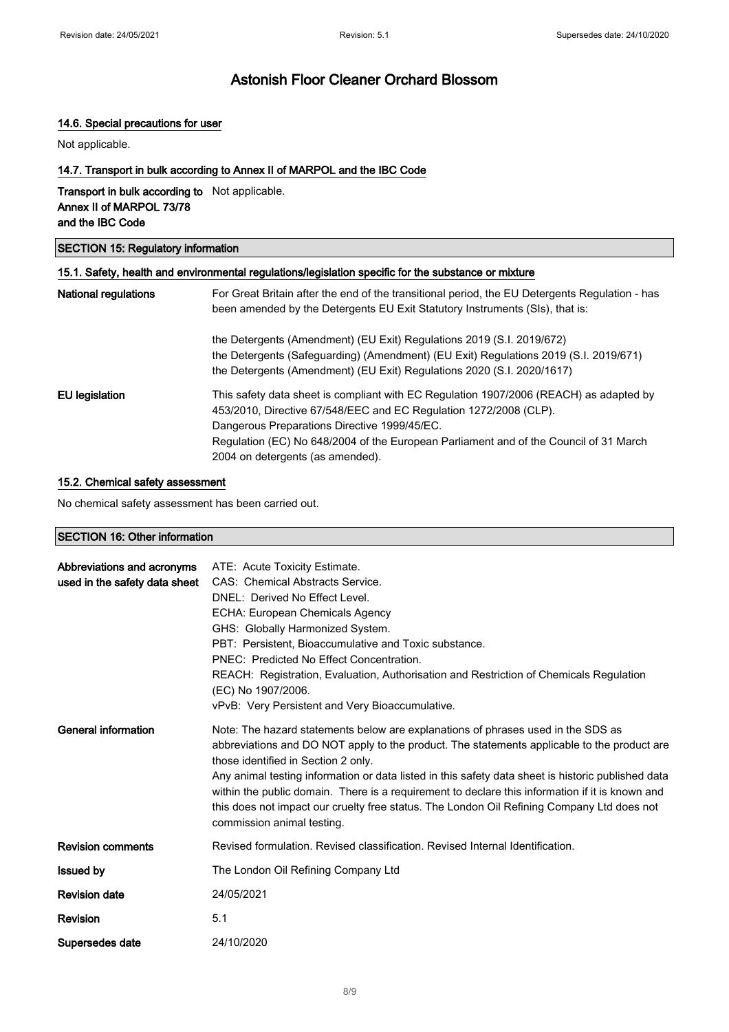### 14.6. Special precautions for user

Not applicable.

### 14.7. Transport in bulk according to Annex II of MARPOL and the IBC Code

| | |
|---|---|
| **Transport in bulk according to Annex II of MARPOL 73/78 and the IBC Code** | Not applicable. |

## SECTION 15: Regulatory information

### 15.1. Safety, health and environmental regulations/legislation specific for the substance or mixture

| | |
|---|---|
| **National regulations** | For Great Britain after the end of the transitional period, the EU Detergents Regulation - has been amended by the Detergents EU Exit Statutory Instruments (SIs), that is:<br><br>the Detergents (Amendment) (EU Exit) Regulations 2019 (S.I. 2019/672)<br>the Detergents (Safeguarding) (Amendment) (EU Exit) Regulations 2019 (S.I. 2019/671)<br>the Detergents (Amendment) (EU Exit) Regulations 2020 (S.I. 2020/1617) |
| **EU legislation** | This safety data sheet is compliant with EC Regulation 1907/2006 (REACH) as adapted by 453/2010, Directive 67/548/EEC and EC Regulation 1272/2008 (CLP).<br>Dangerous Preparations Directive 1999/45/EC.<br>Regulation (EC) No 648/2004 of the European Parliament and of the Council of 31 March 2004 on detergents (as amended). |

### 15.2. Chemical safety assessment

No chemical safety assessment has been carried out.

## SECTION 16: Other information

| | |
|---|---|
| **Abbreviations and acronyms used in the safety data sheet** | ATE: Acute Toxicity Estimate.<br>CAS: Chemical Abstracts Service.<br>DNEL: Derived No Effect Level.<br>ECHA: European Chemicals Agency<br>GHS: Globally Harmonized System.<br>PBT: Persistent, Bioaccumulative and Toxic substance.<br>PNEC: Predicted No Effect Concentration.<br>REACH: Registration, Evaluation, Authorisation and Restriction of Chemicals Regulation (EC) No 1907/2006.<br>vPvB: Very Persistent and Very Bioaccumulative. |
| **General information** | Note: The hazard statements below are explanations of phrases used in the SDS as abbreviations and DO NOT apply to the product. The statements applicable to the product are those identified in Section 2 only.<br>Any animal testing information or data listed in this safety data sheet is historic published data within the public domain. There is a requirement to declare this information if it is known and this does not impact our cruelty free status. The London Oil Refining Company Ltd does not commission animal testing. |
| **Revision comments** | Revised formulation. Revised classification. Revised Internal Identification. |
| **Issued by** | The London Oil Refining Company Ltd |
| **Revision date** | 24/05/2021 |
| **Revision** | 5.1 |
| **Supersedes date** | 24/10/2020 |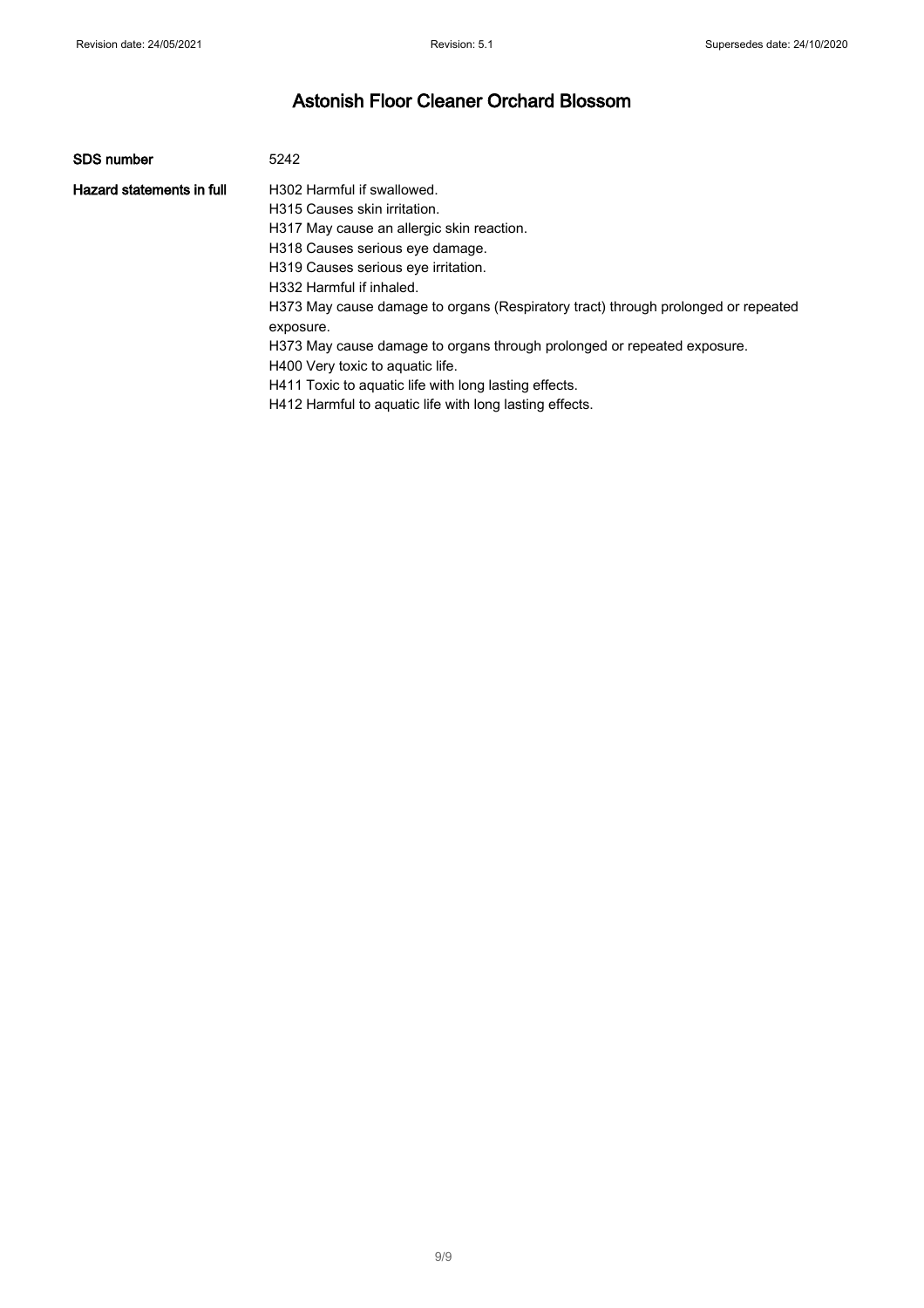# Astonish Floor Cleaner Orchard Blossom

| | |
|---|---|
| **SDS number** | 5242 |
| **Hazard statements in full** | H302 Harmful if swallowed.<br>H315 Causes skin irritation.<br>H317 May cause an allergic skin reaction.<br>H318 Causes serious eye damage.<br>H319 Causes serious eye irritation.<br>H332 Harmful if inhaled.<br>H373 May cause damage to organs (Respiratory tract) through prolonged or repeated exposure.<br>H373 May cause damage to organs through prolonged or repeated exposure.<br>H400 Very toxic to aquatic life.<br>H411 Toxic to aquatic life with long lasting effects.<br>H412 Harmful to aquatic life with long lasting effects. |